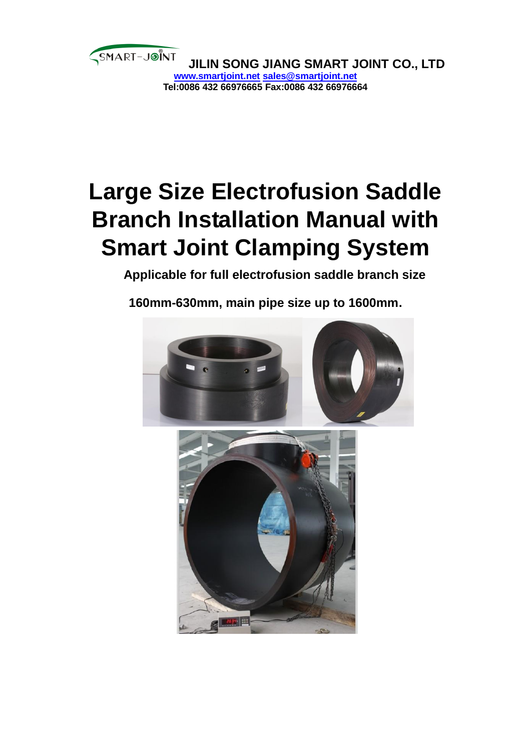JILIN SONG JIANG SMART JOINT CO., LTD

www.smartjoint.net sales@smartjoint.net

Tel:0086 432 66976665 Fax:0086 432 66976664

# Large Size Electrofusion Saddle Branch Installation Manual with Smart Joint Clamping System

**Applicable for full electrofusion saddle branch size**

**160mm-630mm, main pipe size up to 1600mm.**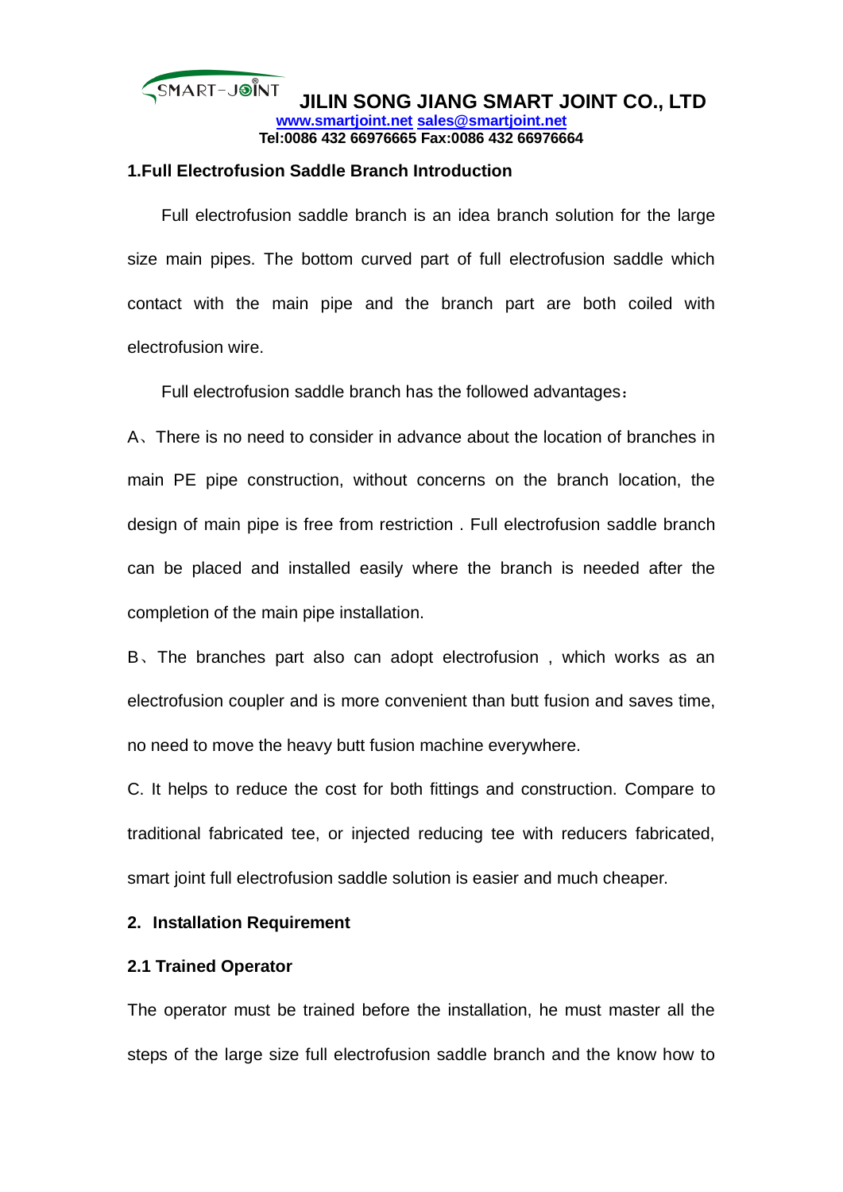## 1.Full Electrofusion Saddle Branch Introduction

Full electrofusion saddle branch is an idea branch solution for the large size main pipes. The bottom curved part of full electrofusion saddle which contact with the main pipe and the branch part are both coiled with electrofusion wire.

Full electrofusion saddle branch has the followed advantages：

A、There is no need to consider in advance about the location of branches in main PE pipe construction, without concerns on the branch location, the design of main pipe is free from restriction . Full electrofusion saddle branch can be placed and installed easily where the branch is needed after the completion of the main pipe installation.

B、The branches part also can adopt electrofusion , which works as an electrofusion coupler and is more convenient than butt fusion and saves time, no need to move the heavy butt fusion machine everywhere.

C. It helps to reduce the cost for both fittings and construction. Compare to traditional fabricated tee, or injected reducing tee with reducers fabricated, smart joint full electrofusion saddle solution is easier and much cheaper.

## 2. Installation Requirement

### 2.1 Trained Operator

The operator must be trained before the installation, he must master all the steps of the large size full electrofusion saddle branch and the know how to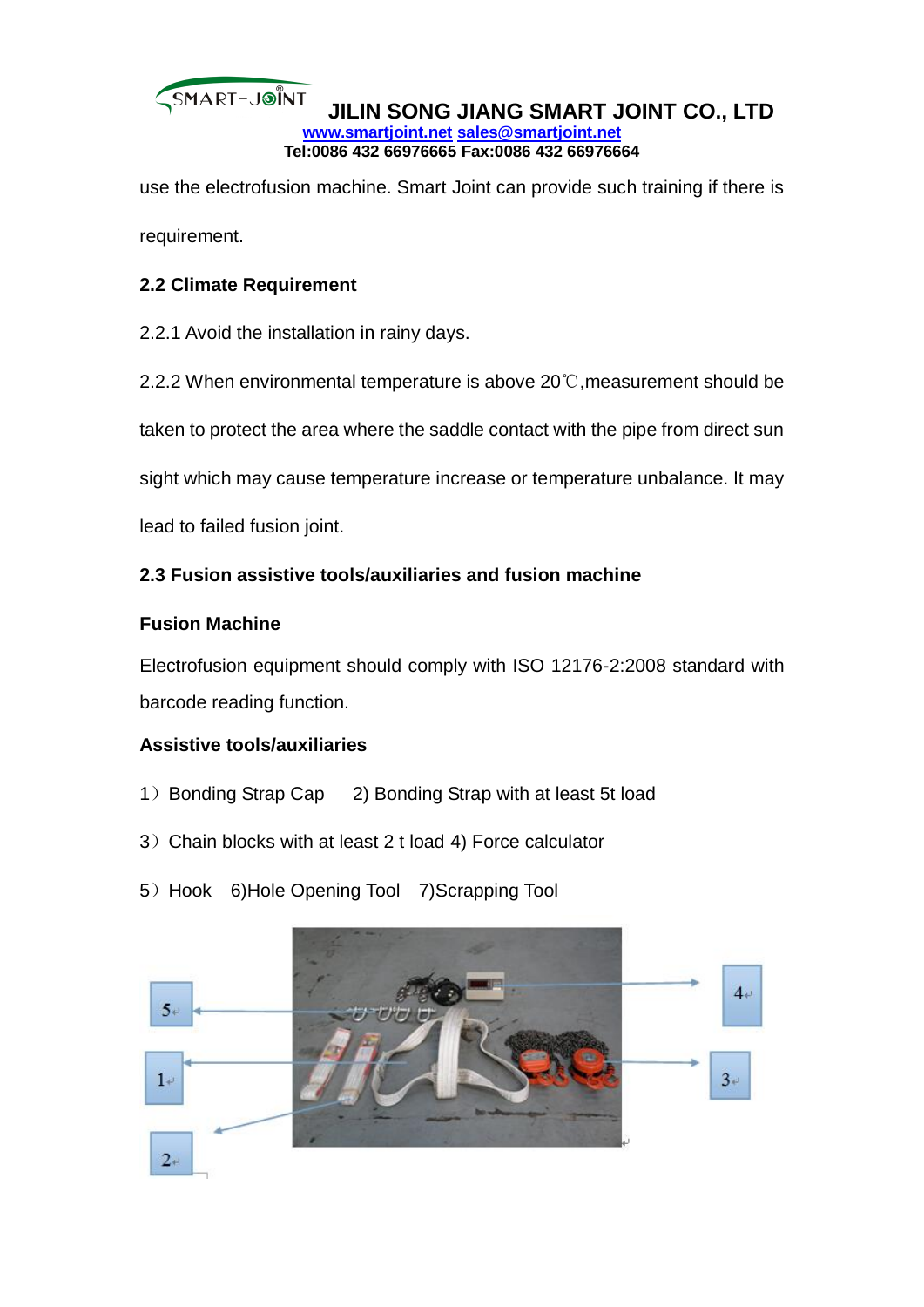use the electrofusion machine. Smart Joint can provide such training if there is requirement.

**2.2 Climate Requirement**

2.2.1 Avoid the installation in rainy days.

2.2.2 When environmental temperature is above 20℃,measurement should be taken to protect the area where the saddle contact with the pipe from direct sun sight which may cause temperature increase or temperature unbalance. It may lead to failed fusion joint.

**2.3 Fusion assistive tools/auxiliaries and fusion machine**

**Fusion Machine**

Electrofusion equipment should comply with ISO 12176-2:2008 standard with barcode reading function.

**Assistive tools/auxiliaries**

1）Bonding Strap Cap　2) Bonding Strap with at least 5t load

3）Chain blocks with at least 2 t load 4) Force calculator

5）Hook　6)Hole Opening Tool　7)Scrapping Tool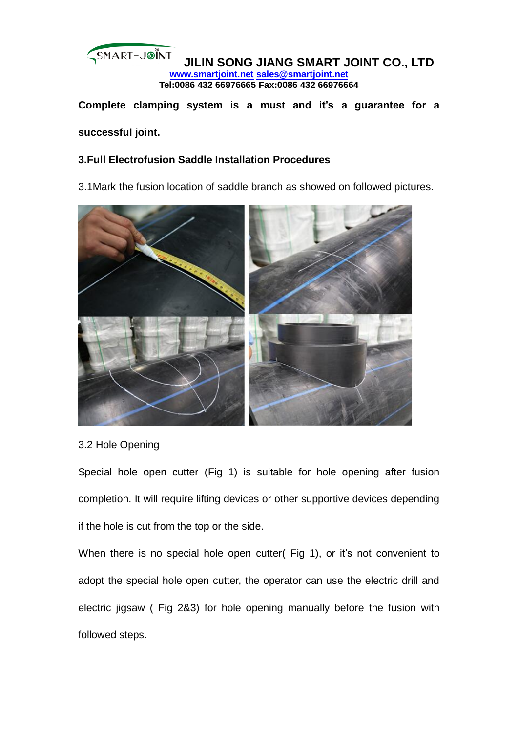**Complete clamping system is a must and it's a guarantee for a successful joint.**

### 3.Full Electrofusion Saddle Installation Procedures

3.1Mark the fusion location of saddle branch as showed on followed pictures.

3.2 Hole Opening

Special hole open cutter (Fig 1) is suitable for hole opening after fusion completion. It will require lifting devices or other supportive devices depending if the hole is cut from the top or the side.

When there is no special hole open cutter( Fig 1), or it's not convenient to adopt the special hole open cutter, the operator can use the electric drill and electric jigsaw ( Fig 2&3) for hole opening manually before the fusion with followed steps.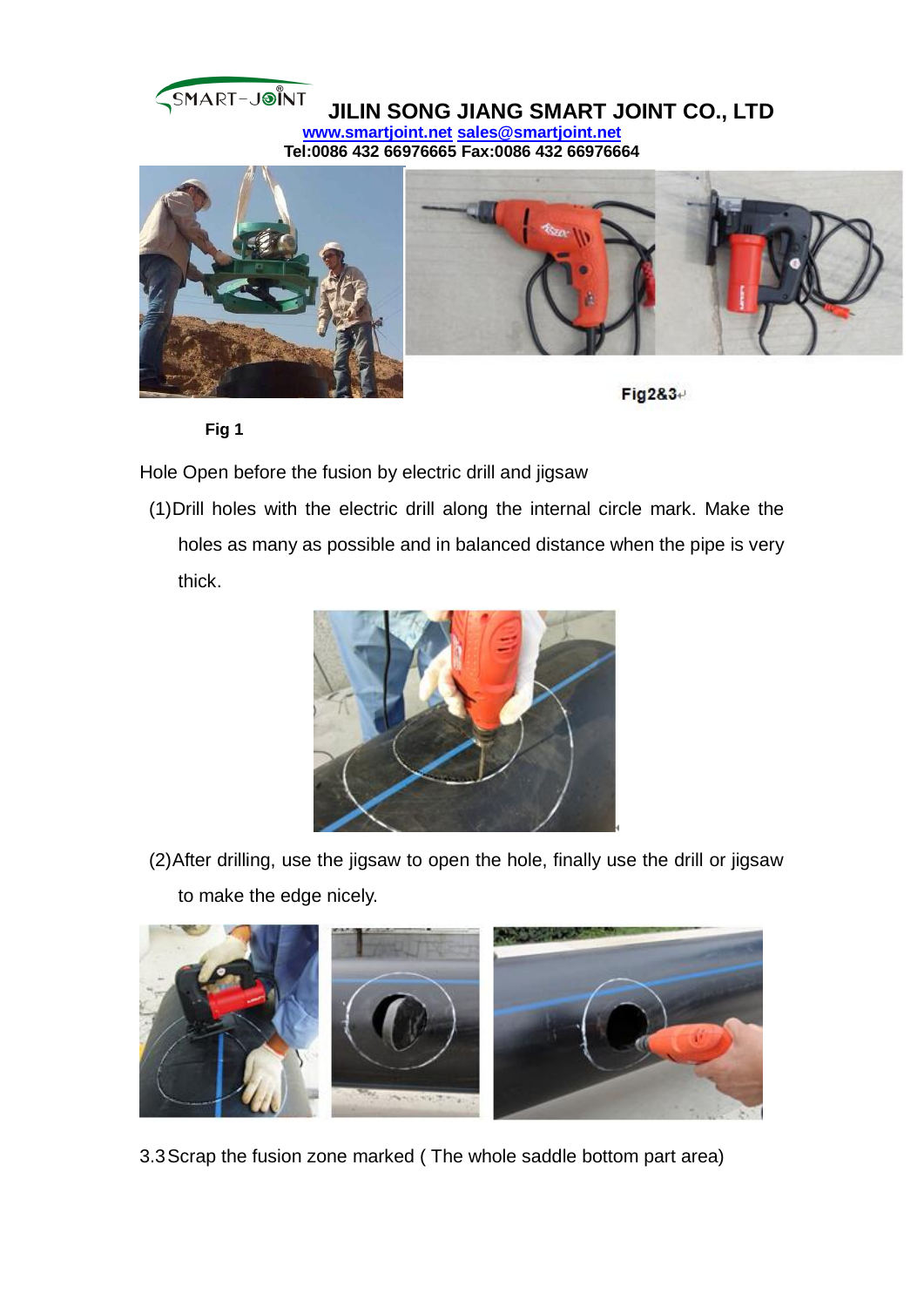Fig2&3

Fig 1

Hole Open before the fusion by electric drill and jigsaw

(1)Drill holes with the electric drill along the internal circle mark. Make the holes as many as possible and in balanced distance when the pipe is very thick.

(2)After drilling, use the jigsaw to open the hole, finally use the drill or jigsaw to make the edge nicely.

3.3 Scrap the fusion zone marked ( The whole saddle bottom part area)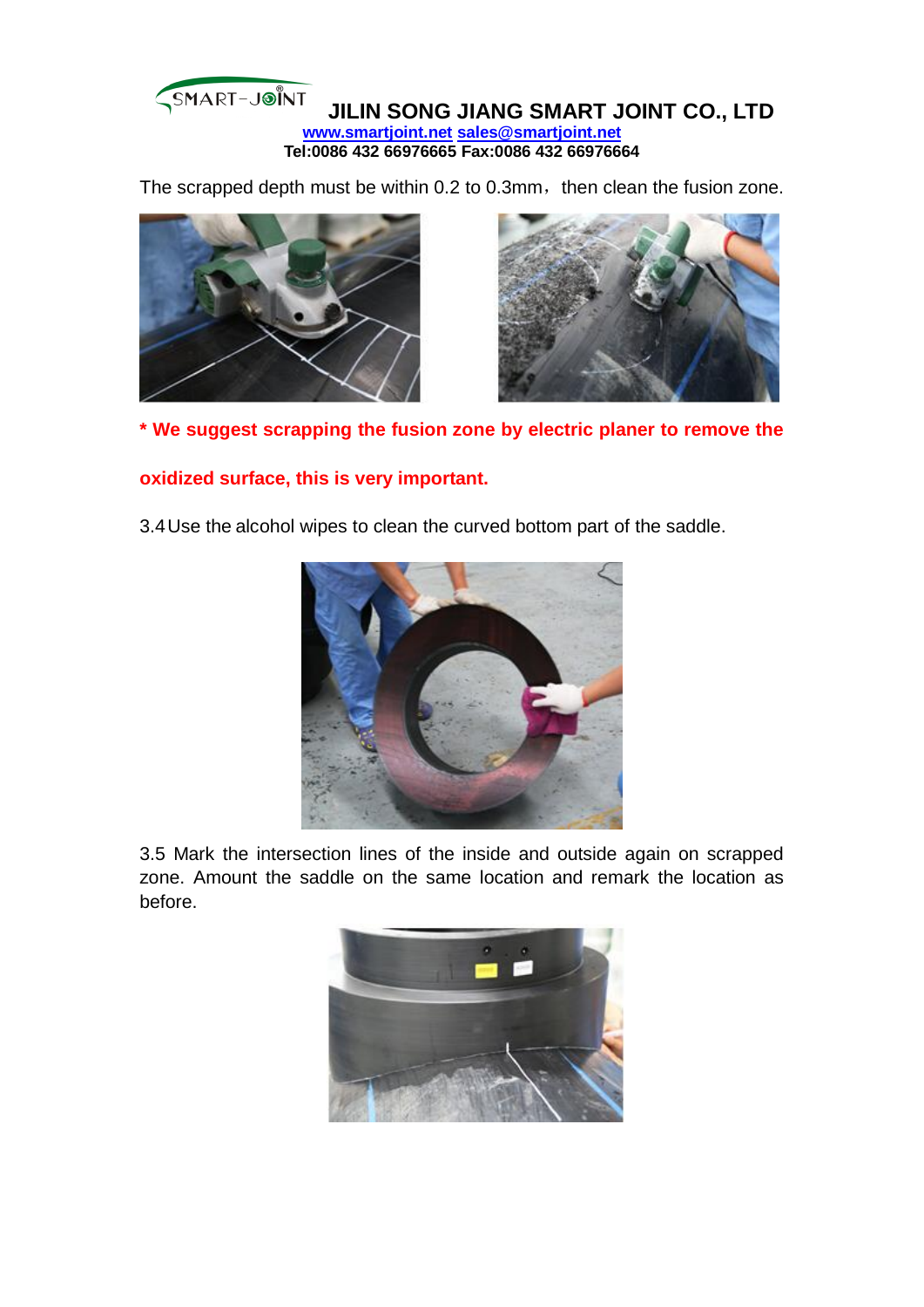The scrapped depth must be within 0.2 to 0.3mm，then clean the fusion zone.

**\* We suggest scrapping the fusion zone by electric planer to remove the oxidized surface, this is very important.**

3.4 Use the alcohol wipes to clean the curved bottom part of the saddle.

3.5 Mark the intersection lines of the inside and outside again on scrapped zone. Amount the saddle on the same location and remark the location as before.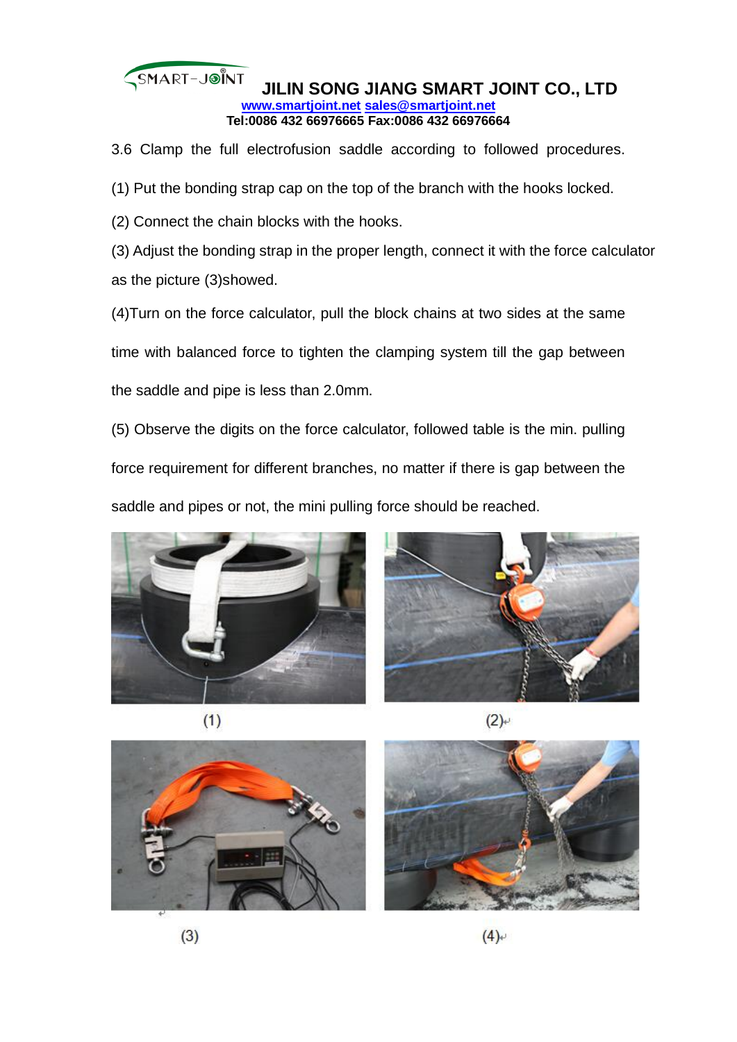3.6 Clamp the full electrofusion saddle according to followed procedures.

(1) Put the bonding strap cap on the top of the branch with the hooks locked.

(2) Connect the chain blocks with the hooks.

(3) Adjust the bonding strap in the proper length, connect it with the force calculator as the picture (3)showed.

(4)Turn on the force calculator, pull the block chains at two sides at the same time with balanced force to tighten the clamping system till the gap between the saddle and pipe is less than 2.0mm.

(5) Observe the digits on the force calculator, followed table is the min. pulling force requirement for different branches, no matter if there is gap between the saddle and pipes or not, the mini pulling force should be reached.

(1)

(2)

(3)

(4)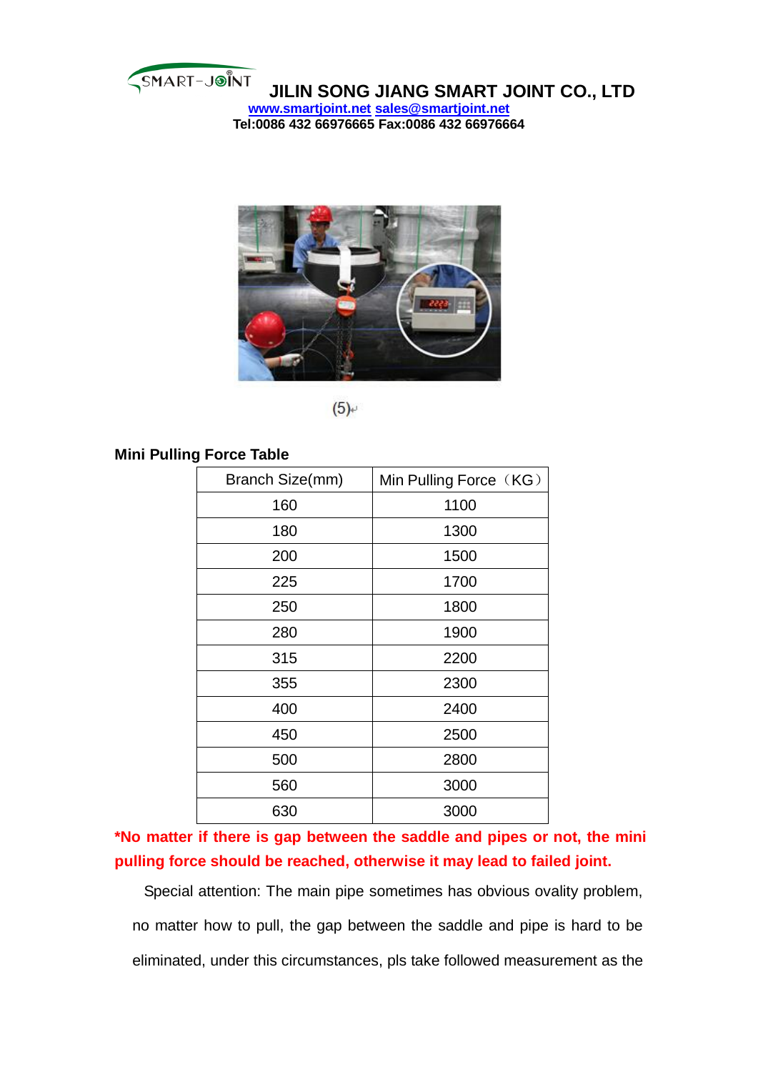(5)

**Mini Pulling Force Table**

| Branch Size(mm) | Min Pulling Force（KG） |
|---|---|
| 160 | 1100 |
| 180 | 1300 |
| 200 | 1500 |
| 225 | 1700 |
| 250 | 1800 |
| 280 | 1900 |
| 315 | 2200 |
| 355 | 2300 |
| 400 | 2400 |
| 450 | 2500 |
| 500 | 2800 |
| 560 | 3000 |
| 630 | 3000 |

**\*No matter if there is gap between the saddle and pipes or not, the mini pulling force should be reached, otherwise it may lead to failed joint.**

Special attention: The main pipe sometimes has obvious ovality problem, no matter how to pull, the gap between the saddle and pipe is hard to be eliminated, under this circumstances, pls take followed measurement as the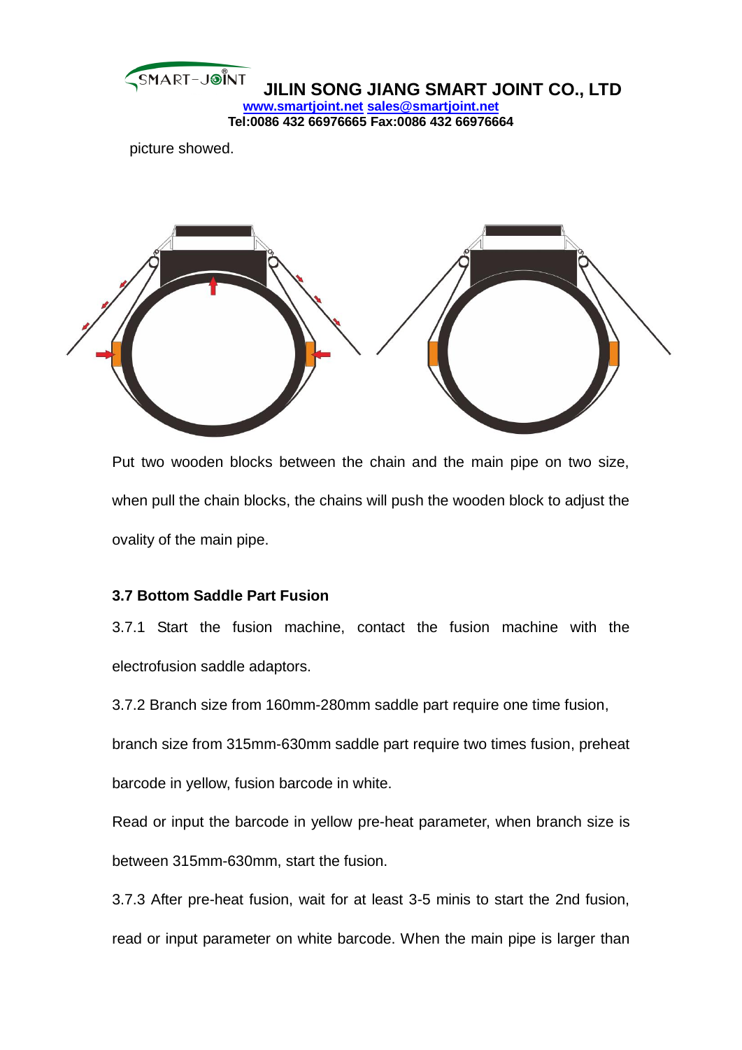picture showed.

Put two wooden blocks between the chain and the main pipe on two size, when pull the chain blocks, the chains will push the wooden block to adjust the ovality of the main pipe.

### 3.7 Bottom Saddle Part Fusion

3.7.1 Start the fusion machine, contact the fusion machine with the electrofusion saddle adaptors.

3.7.2 Branch size from 160mm-280mm saddle part require one time fusion, branch size from 315mm-630mm saddle part require two times fusion, preheat barcode in yellow, fusion barcode in white.

Read or input the barcode in yellow pre-heat parameter, when branch size is between 315mm-630mm, start the fusion.

3.7.3 After pre-heat fusion, wait for at least 3-5 minis to start the 2nd fusion, read or input parameter on white barcode. When the main pipe is larger than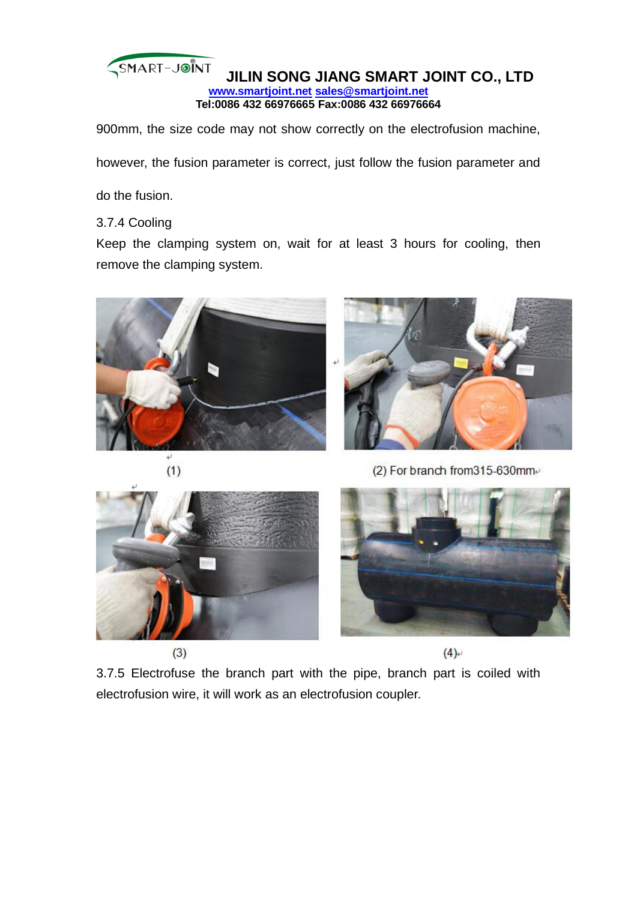900mm, the size code may not show correctly on the electrofusion machine, however, the fusion parameter is correct, just follow the fusion parameter and do the fusion.

3.7.4 Cooling

Keep the clamping system on, wait for at least 3 hours for cooling, then remove the clamping system.

(1)

(2) For branch from315-630mm

(3)

(4)

3.7.5 Electrofuse the branch part with the pipe, branch part is coiled with electrofusion wire, it will work as an electrofusion coupler.